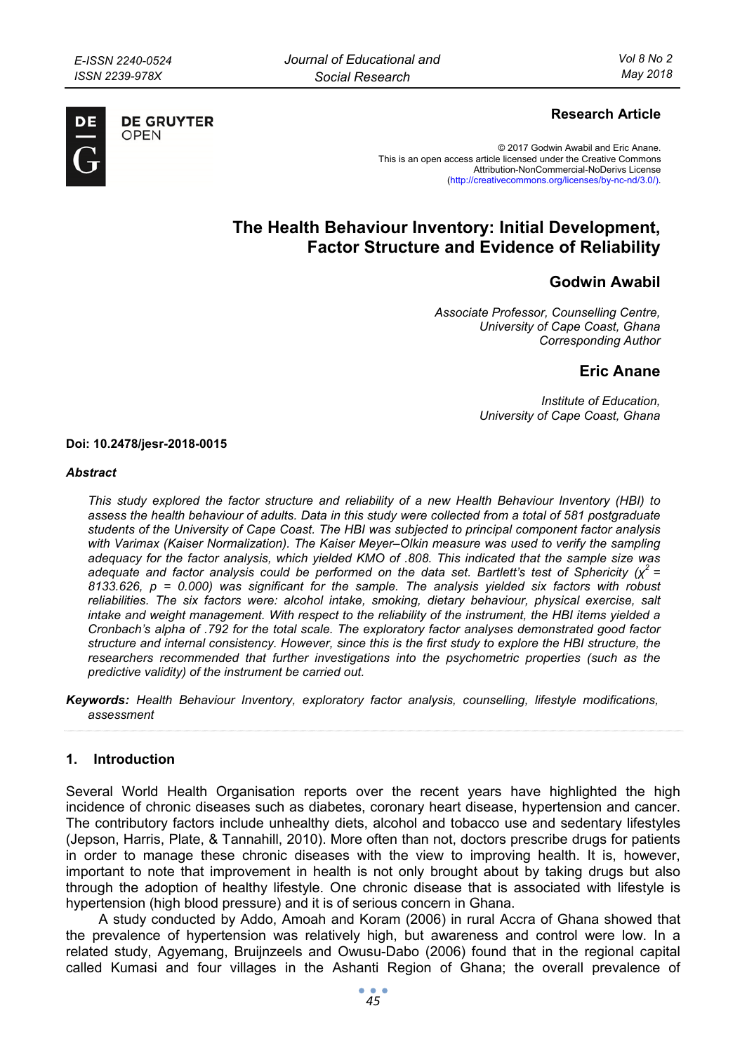**Research Article**

© 2017 Godwin Awabil and Eric Anane.
This is an open access article licensed under the Creative Commons
Attribution-NonCommercial-NoDerivs License
(http://creativecommons.org/licenses/by-nc-nd/3.0/).

# The Health Behaviour Inventory: Initial Development, Factor Structure and Evidence of Reliability

## Godwin Awabil

*Associate Professor, Counselling Centre,*
*University of Cape Coast, Ghana*
*Corresponding Author*

## Eric Anane

*Institute of Education,*
*University of Cape Coast, Ghana*

**Doi: 10.2478/jesr-2018-0015**

***Abstract***

*This study explored the factor structure and reliability of a new Health Behaviour Inventory (HBI) to assess the health behaviour of adults. Data in this study were collected from a total of 581 postgraduate students of the University of Cape Coast. The HBI was subjected to principal component factor analysis with Varimax (Kaiser Normalization). The Kaiser Meyer–Olkin measure was used to verify the sampling adequacy for the factor analysis, which yielded KMO of .808. This indicated that the sample size was adequate and factor analysis could be performed on the data set. Bartlett's test of Sphericity ($\chi^2$ = 8133.626, p = 0.000) was significant for the sample. The analysis yielded six factors with robust reliabilities. The six factors were: alcohol intake, smoking, dietary behaviour, physical exercise, salt intake and weight management. With respect to the reliability of the instrument, the HBI items yielded a Cronbach's alpha of .792 for the total scale. The exploratory factor analyses demonstrated good factor structure and internal consistency. However, since this is the first study to explore the HBI structure, the researchers recommended that further investigations into the psychometric properties (such as the predictive validity) of the instrument be carried out.*

***Keywords:*** *Health Behaviour Inventory, exploratory factor analysis, counselling, lifestyle modifications, assessment*

## 1. Introduction

Several World Health Organisation reports over the recent years have highlighted the high incidence of chronic diseases such as diabetes, coronary heart disease, hypertension and cancer. The contributory factors include unhealthy diets, alcohol and tobacco use and sedentary lifestyles (Jepson, Harris, Plate, & Tannahill, 2010). More often than not, doctors prescribe drugs for patients in order to manage these chronic diseases with the view to improving health. It is, however, important to note that improvement in health is not only brought about by taking drugs but also through the adoption of healthy lifestyle. One chronic disease that is associated with lifestyle is hypertension (high blood pressure) and it is of serious concern in Ghana.

A study conducted by Addo, Amoah and Koram (2006) in rural Accra of Ghana showed that the prevalence of hypertension was relatively high, but awareness and control were low. In a related study, Agyemang, Bruijnzeels and Owusu-Dabo (2006) found that in the regional capital called Kumasi and four villages in the Ashanti Region of Ghana; the overall prevalence of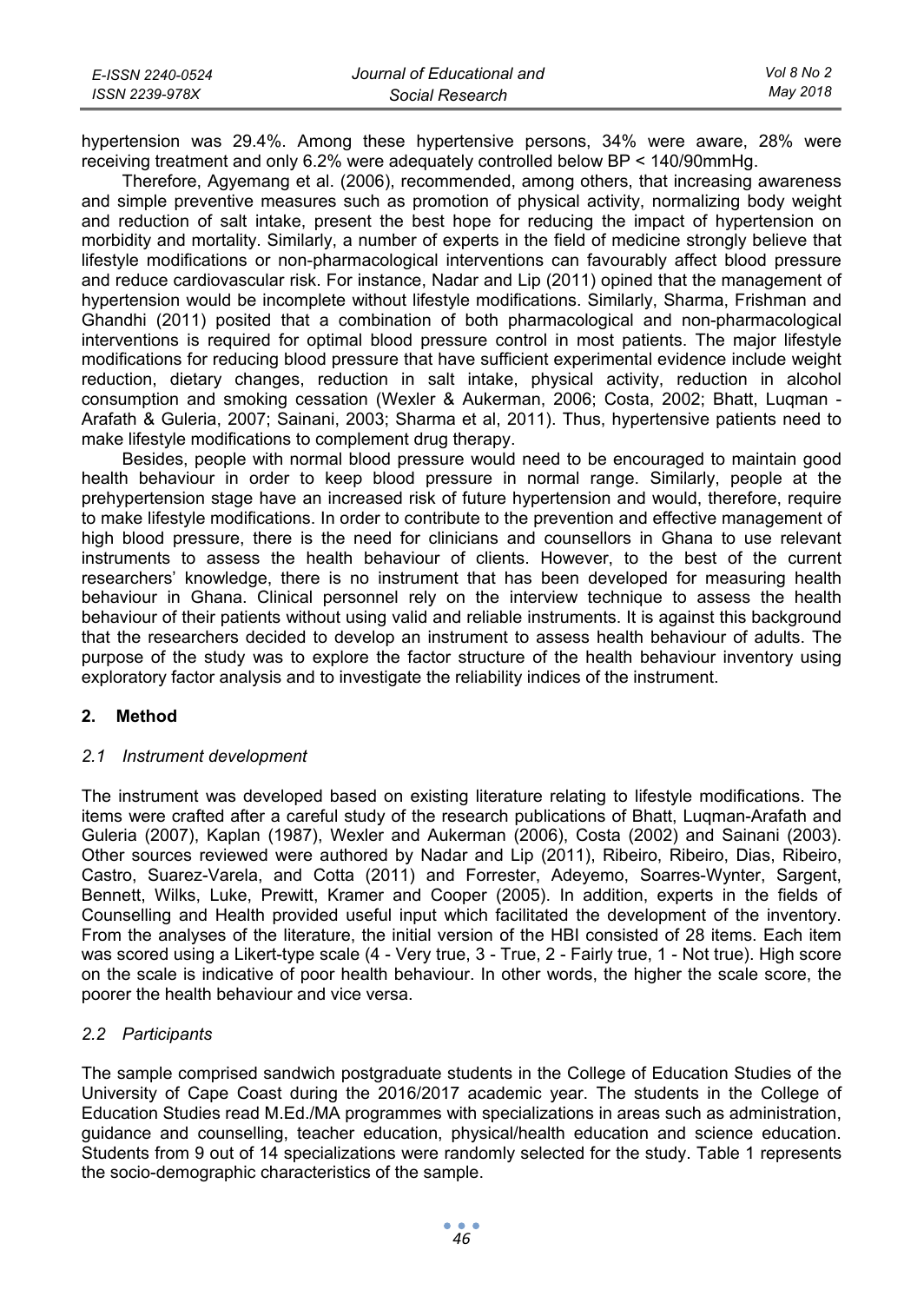hypertension was 29.4%. Among these hypertensive persons, 34% were aware, 28% were receiving treatment and only 6.2% were adequately controlled below BP < 140/90mmHg.

Therefore, Agyemang et al. (2006), recommended, among others, that increasing awareness and simple preventive measures such as promotion of physical activity, normalizing body weight and reduction of salt intake, present the best hope for reducing the impact of hypertension on morbidity and mortality. Similarly, a number of experts in the field of medicine strongly believe that lifestyle modifications or non-pharmacological interventions can favourably affect blood pressure and reduce cardiovascular risk. For instance, Nadar and Lip (2011) opined that the management of hypertension would be incomplete without lifestyle modifications. Similarly, Sharma, Frishman and Ghandhi (2011) posited that a combination of both pharmacological and non-pharmacological interventions is required for optimal blood pressure control in most patients. The major lifestyle modifications for reducing blood pressure that have sufficient experimental evidence include weight reduction, dietary changes, reduction in salt intake, physical activity, reduction in alcohol consumption and smoking cessation (Wexler & Aukerman, 2006; Costa, 2002; Bhatt, Luqman - Arafath & Guleria, 2007; Sainani, 2003; Sharma et al, 2011). Thus, hypertensive patients need to make lifestyle modifications to complement drug therapy.

Besides, people with normal blood pressure would need to be encouraged to maintain good health behaviour in order to keep blood pressure in normal range. Similarly, people at the prehypertension stage have an increased risk of future hypertension and would, therefore, require to make lifestyle modifications. In order to contribute to the prevention and effective management of high blood pressure, there is the need for clinicians and counsellors in Ghana to use relevant instruments to assess the health behaviour of clients. However, to the best of the current researchers' knowledge, there is no instrument that has been developed for measuring health behaviour in Ghana. Clinical personnel rely on the interview technique to assess the health behaviour of their patients without using valid and reliable instruments. It is against this background that the researchers decided to develop an instrument to assess health behaviour of adults. The purpose of the study was to explore the factor structure of the health behaviour inventory using exploratory factor analysis and to investigate the reliability indices of the instrument.

## 2. Method

### *2.1 Instrument development*

The instrument was developed based on existing literature relating to lifestyle modifications. The items were crafted after a careful study of the research publications of Bhatt, Luqman-Arafath and Guleria (2007), Kaplan (1987), Wexler and Aukerman (2006), Costa (2002) and Sainani (2003). Other sources reviewed were authored by Nadar and Lip (2011), Ribeiro, Ribeiro, Dias, Ribeiro, Castro, Suarez-Varela, and Cotta (2011) and Forrester, Adeyemo, Soarres-Wynter, Sargent, Bennett, Wilks, Luke, Prewitt, Kramer and Cooper (2005). In addition, experts in the fields of Counselling and Health provided useful input which facilitated the development of the inventory. From the analyses of the literature, the initial version of the HBI consisted of 28 items. Each item was scored using a Likert-type scale (4 - Very true, 3 - True, 2 - Fairly true, 1 - Not true). High score on the scale is indicative of poor health behaviour. In other words, the higher the scale score, the poorer the health behaviour and vice versa.

### *2.2 Participants*

The sample comprised sandwich postgraduate students in the College of Education Studies of the University of Cape Coast during the 2016/2017 academic year. The students in the College of Education Studies read M.Ed./MA programmes with specializations in areas such as administration, guidance and counselling, teacher education, physical/health education and science education. Students from 9 out of 14 specializations were randomly selected for the study. Table 1 represents the socio-demographic characteristics of the sample.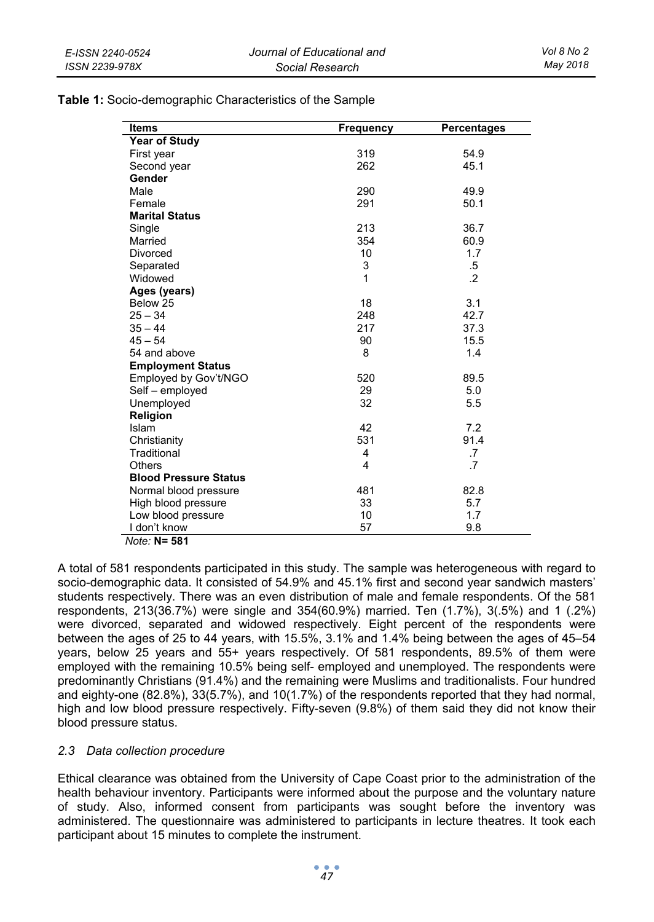**Table 1:** Socio-demographic Characteristics of the Sample

| Items | Frequency | Percentages |
|---|---|---|
| **Year of Study** | | |
| First year | 319 | 54.9 |
| Second year | 262 | 45.1 |
| **Gender** | | |
| Male | 290 | 49.9 |
| Female | 291 | 50.1 |
| **Marital Status** | | |
| Single | 213 | 36.7 |
| Married | 354 | 60.9 |
| Divorced | 10 | 1.7 |
| Separated | 3 | .5 |
| Widowed | 1 | .2 |
| **Ages (years)** | | |
| Below 25 | 18 | 3.1 |
| 25 – 34 | 248 | 42.7 |
| 35 – 44 | 217 | 37.3 |
| 45 – 54 | 90 | 15.5 |
| 54 and above | 8 | 1.4 |
| **Employment Status** | | |
| Employed by Gov't/NGO | 520 | 89.5 |
| Self – employed | 29 | 5.0 |
| Unemployed | 32 | 5.5 |
| **Religion** | | |
| Islam | 42 | 7.2 |
| Christianity | 531 | 91.4 |
| Traditional | 4 | .7 |
| Others | 4 | .7 |
| **Blood Pressure Status** | | |
| Normal blood pressure | 481 | 82.8 |
| High blood pressure | 33 | 5.7 |
| Low blood pressure | 10 | 1.7 |
| I don't know | 57 | 9.8 |

*Note:* **N= 581**

A total of 581 respondents participated in this study. The sample was heterogeneous with regard to socio-demographic data. It consisted of 54.9% and 45.1% first and second year sandwich masters' students respectively. There was an even distribution of male and female respondents. Of the 581 respondents, 213(36.7%) were single and 354(60.9%) married. Ten (1.7%), 3(.5%) and 1 (.2%) were divorced, separated and widowed respectively. Eight percent of the respondents were between the ages of 25 to 44 years, with 15.5%, 3.1% and 1.4% being between the ages of 45–54 years, below 25 years and 55+ years respectively. Of 581 respondents, 89.5% of them were employed with the remaining 10.5% being self- employed and unemployed. The respondents were predominantly Christians (91.4%) and the remaining were Muslims and traditionalists. Four hundred and eighty-one (82.8%), 33(5.7%), and 10(1.7%) of the respondents reported that they had normal, high and low blood pressure respectively. Fifty-seven (9.8%) of them said they did not know their blood pressure status.

### *2.3 Data collection procedure*

Ethical clearance was obtained from the University of Cape Coast prior to the administration of the health behaviour inventory. Participants were informed about the purpose and the voluntary nature of study. Also, informed consent from participants was sought before the inventory was administered. The questionnaire was administered to participants in lecture theatres. It took each participant about 15 minutes to complete the instrument.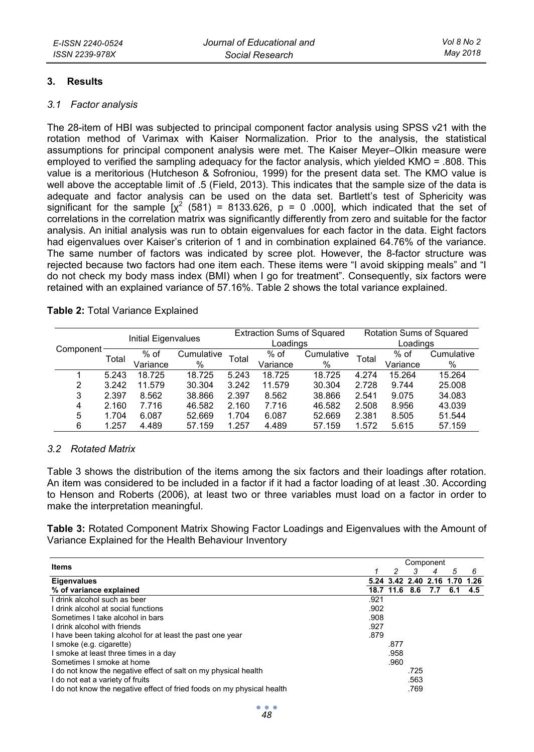## 3. Results

### *3.1 Factor analysis*

The 28-item of HBI was subjected to principal component factor analysis using SPSS v21 with the rotation method of Varimax with Kaiser Normalization. Prior to the analysis, the statistical assumptions for principal component analysis were met. The Kaiser Meyer–Olkin measure were employed to verified the sampling adequacy for the factor analysis, which yielded KMO = .808. This value is a meritorious (Hutcheson & Sofroniou, 1999) for the present data set. The KMO value is well above the acceptable limit of .5 (Field, 2013). This indicates that the sample size of the data is adequate and factor analysis can be used on the data set. Bartlett's test of Sphericity was significant for the sample [$\chi^2$ (581) = 8133.626, p = 0 .000], which indicated that the set of correlations in the correlation matrix was significantly differently from zero and suitable for the factor analysis. An initial analysis was run to obtain eigenvalues for each factor in the data. Eight factors had eigenvalues over Kaiser's criterion of 1 and in combination explained 64.76% of the variance. The same number of factors was indicated by scree plot. However, the 8-factor structure was rejected because two factors had one item each. These items were "I avoid skipping meals" and "I do not check my body mass index (BMI) when I go for treatment". Consequently, six factors were retained with an explained variance of 57.16%. Table 2 shows the total variance explained.

**Table 2:** Total Variance Explained

| Component | Initial Eigenvalues | | | Extraction Sums of Squared Loadings | | | Rotation Sums of Squared Loadings | | |
|---|---|---|---|---|---|---|---|---|---|
| | Total | % of Variance | Cumulative % | Total | % of Variance | Cumulative % | Total | % of Variance | Cumulative % |
| 1 | 5.243 | 18.725 | 18.725 | 5.243 | 18.725 | 18.725 | 4.274 | 15.264 | 15.264 |
| 2 | 3.242 | 11.579 | 30.304 | 3.242 | 11.579 | 30.304 | 2.728 | 9.744 | 25.008 |
| 3 | 2.397 | 8.562 | 38.866 | 2.397 | 8.562 | 38.866 | 2.541 | 9.075 | 34.083 |
| 4 | 2.160 | 7.716 | 46.582 | 2.160 | 7.716 | 46.582 | 2.508 | 8.956 | 43.039 |
| 5 | 1.704 | 6.087 | 52.669 | 1.704 | 6.087 | 52.669 | 2.381 | 8.505 | 51.544 |
| 6 | 1.257 | 4.489 | 57.159 | 1.257 | 4.489 | 57.159 | 1.572 | 5.615 | 57.159 |

### *3.2 Rotated Matrix*

Table 3 shows the distribution of the items among the six factors and their loadings after rotation. An item was considered to be included in a factor if it had a factor loading of at least .30. According to Henson and Roberts (2006), at least two or three variables must load on a factor in order to make the interpretation meaningful.

**Table 3:** Rotated Component Matrix Showing Factor Loadings and Eigenvalues with the Amount of Variance Explained for the Health Behaviour Inventory

| Items | Component | | | | | |
|---|---|---|---|---|---|---|
| | 1 | 2 | 3 | 4 | 5 | 6 |
| **Eigenvalues** | **5.24** | **3.42** | **2.40** | **2.16** | **1.70** | **1.26** |
| **% of variance explained** | **18.7** | **11.6** | **8.6** | **7.7** | **6.1** | **4.5** |
| I drink alcohol such as beer | .921 | | | | | |
| I drink alcohol at social functions | .902 | | | | | |
| Sometimes I take alcohol in bars | .908 | | | | | |
| I drink alcohol with friends | .927 | | | | | |
| I have been taking alcohol for at least the past one year | .879 | | | | | |
| I smoke (e.g. cigarette) | | .877 | | | | |
| I smoke at least three times in a day | | .958 | | | | |
| Sometimes I smoke at home | | .960 | | | | |
| I do not know the negative effect of salt on my physical health | | | .725 | | | |
| I do not eat a variety of fruits | | | .563 | | | |
| I do not know the negative effect of fried foods on my physical health | | | .769 | | | |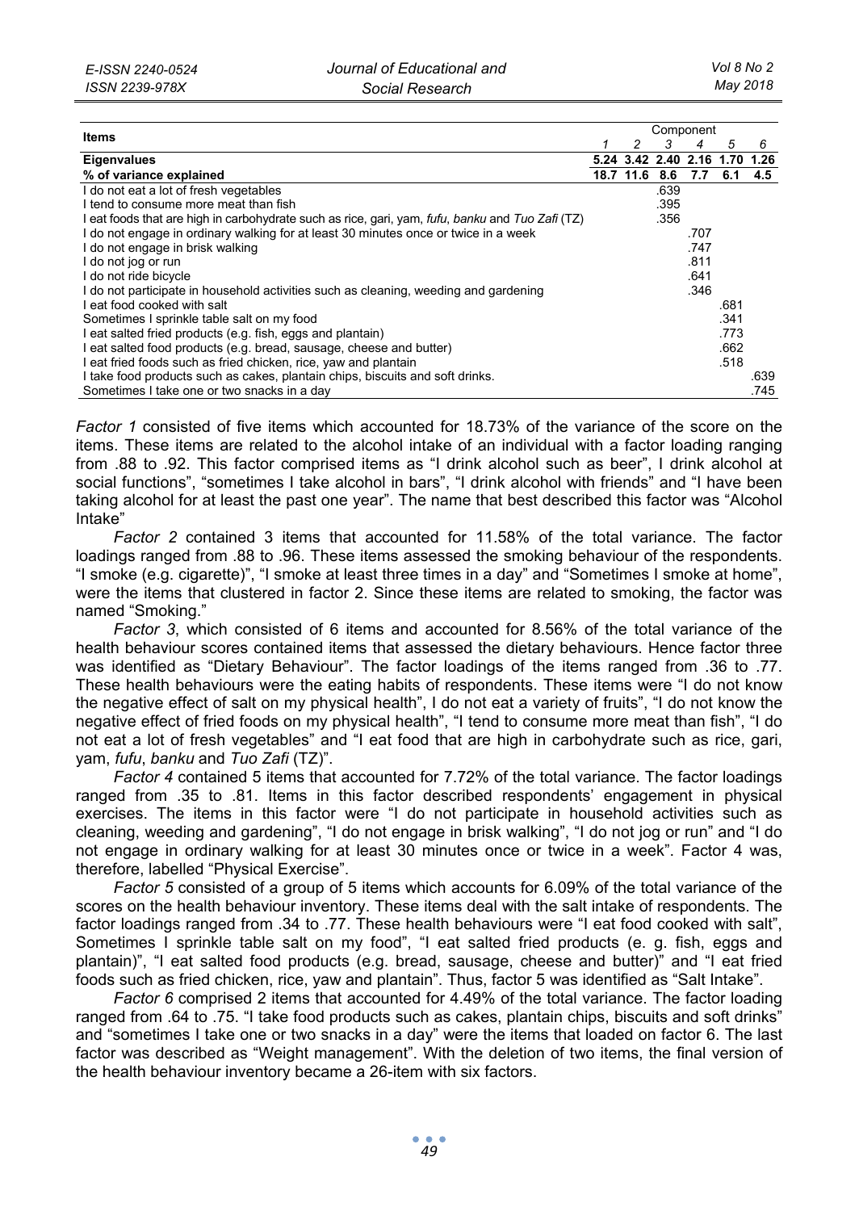| Items | Component | | | | | |
|---|---|---|---|---|---|---|
| | 1 | 2 | 3 | 4 | 5 | 6 |
| **Eigenvalues** | 5.24 | 3.42 | 2.40 | 2.16 | 1.70 | 1.26 |
| **% of variance explained** | 18.7 | 11.6 | 8.6 | 7.7 | 6.1 | 4.5 |
| I do not eat a lot of fresh vegetables | | | .639 | | | |
| I tend to consume more meat than fish | | | .395 | | | |
| I eat foods that are high in carbohydrate such as rice, gari, yam, *fufu*, *banku* and *Tuo Zafi* (TZ) | | | .356 | | | |
| I do not engage in ordinary walking for at least 30 minutes once or twice in a week | | | | .707 | | |
| I do not engage in brisk walking | | | | .747 | | |
| I do not jog or run | | | | .811 | | |
| I do not ride bicycle | | | | .641 | | |
| I do not participate in household activities such as cleaning, weeding and gardening | | | | .346 | | |
| I eat food cooked with salt | | | | | .681 | |
| Sometimes I sprinkle table salt on my food | | | | | .341 | |
| I eat salted fried products (e.g. fish, eggs and plantain) | | | | | .773 | |
| I eat salted food products (e.g. bread, sausage, cheese and butter) | | | | | .662 | |
| I eat fried foods such as fried chicken, rice, yaw and plantain | | | | | .518 | |
| I take food products such as cakes, plantain chips, biscuits and soft drinks. | | | | | | .639 |
| Sometimes I take one or two snacks in a day | | | | | | .745 |

*Factor 1* consisted of five items which accounted for 18.73% of the variance of the score on the items. These items are related to the alcohol intake of an individual with a factor loading ranging from .88 to .92. This factor comprised items as "I drink alcohol such as beer", I drink alcohol at social functions", "sometimes I take alcohol in bars", "I drink alcohol with friends" and "I have been taking alcohol for at least the past one year". The name that best described this factor was "Alcohol Intake"

*Factor 2* contained 3 items that accounted for 11.58% of the total variance. The factor loadings ranged from .88 to .96. These items assessed the smoking behaviour of the respondents. "I smoke (e.g. cigarette)", "I smoke at least three times in a day" and "Sometimes I smoke at home", were the items that clustered in factor 2. Since these items are related to smoking, the factor was named "Smoking."

*Factor 3*, which consisted of 6 items and accounted for 8.56% of the total variance of the health behaviour scores contained items that assessed the dietary behaviours. Hence factor three was identified as "Dietary Behaviour". The factor loadings of the items ranged from .36 to .77. These health behaviours were the eating habits of respondents. These items were "I do not know the negative effect of salt on my physical health", I do not eat a variety of fruits", "I do not know the negative effect of fried foods on my physical health", "I tend to consume more meat than fish", "I do not eat a lot of fresh vegetables" and "I eat food that are high in carbohydrate such as rice, gari, yam, *fufu*, *banku* and *Tuo Zafi* (TZ)".

*Factor 4* contained 5 items that accounted for 7.72% of the total variance. The factor loadings ranged from .35 to .81. Items in this factor described respondents' engagement in physical exercises. The items in this factor were "I do not participate in household activities such as cleaning, weeding and gardening", "I do not engage in brisk walking", "I do not jog or run" and "I do not engage in ordinary walking for at least 30 minutes once or twice in a week". Factor 4 was, therefore, labelled "Physical Exercise".

*Factor 5* consisted of a group of 5 items which accounts for 6.09% of the total variance of the scores on the health behaviour inventory. These items deal with the salt intake of respondents. The factor loadings ranged from .34 to .77. These health behaviours were "I eat food cooked with salt", Sometimes I sprinkle table salt on my food", "I eat salted fried products (e. g. fish, eggs and plantain)", "I eat salted food products (e.g. bread, sausage, cheese and butter)" and "I eat fried foods such as fried chicken, rice, yaw and plantain". Thus, factor 5 was identified as "Salt Intake".

*Factor 6* comprised 2 items that accounted for 4.49% of the total variance. The factor loading ranged from .64 to .75. "I take food products such as cakes, plantain chips, biscuits and soft drinks" and "sometimes I take one or two snacks in a day" were the items that loaded on factor 6. The last factor was described as "Weight management". With the deletion of two items, the final version of the health behaviour inventory became a 26-item with six factors.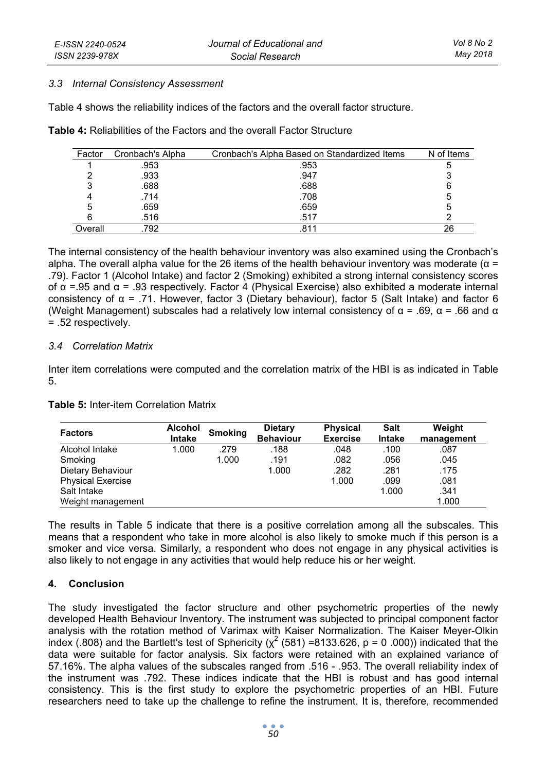### 3.3 Internal Consistency Assessment

Table 4 shows the reliability indices of the factors and the overall factor structure.

**Table 4:** Reliabilities of the Factors and the overall Factor Structure

| Factor | Cronbach's Alpha | Cronbach's Alpha Based on Standardized Items | N of Items |
|---|---|---|---|
| 1 | .953 | .953 | 5 |
| 2 | .933 | .947 | 3 |
| 3 | .688 | .688 | 6 |
| 4 | .714 | .708 | 5 |
| 5 | .659 | .659 | 5 |
| 6 | .516 | .517 | 2 |
| Overall | .792 | .811 | 26 |

The internal consistency of the health behaviour inventory was also examined using the Cronbach's alpha. The overall alpha value for the 26 items of the health behaviour inventory was moderate ($\alpha$ = .79). Factor 1 (Alcohol Intake) and factor 2 (Smoking) exhibited a strong internal consistency scores of $\alpha$ =.95 and $\alpha$ = .93 respectively. Factor 4 (Physical Exercise) also exhibited a moderate internal consistency of $\alpha$ = .71. However, factor 3 (Dietary behaviour), factor 5 (Salt Intake) and factor 6 (Weight Management) subscales had a relatively low internal consistency of $\alpha$ = .69, $\alpha$ = .66 and $\alpha$ = .52 respectively.

### 3.4 Correlation Matrix

Inter item correlations were computed and the correlation matrix of the HBI is as indicated in Table 5.

**Table 5:** Inter-item Correlation Matrix

| Factors | Alcohol Intake | Smoking | Dietary Behaviour | Physical Exercise | Salt Intake | Weight management |
|---|---|---|---|---|---|---|
| Alcohol Intake | 1.000 | .279 | .188 | .048 | .100 | .087 |
| Smoking | | 1.000 | .191 | .082 | .056 | .045 |
| Dietary Behaviour | | | 1.000 | .282 | .281 | .175 |
| Physical Exercise | | | | 1.000 | .099 | .081 |
| Salt Intake | | | | | 1.000 | .341 |
| Weight management | | | | | | 1.000 |

The results in Table 5 indicate that there is a positive correlation among all the subscales. This means that a respondent who take in more alcohol is also likely to smoke much if this person is a smoker and vice versa. Similarly, a respondent who does not engage in any physical activities is also likely to not engage in any activities that would help reduce his or her weight.

## 4. Conclusion

The study investigated the factor structure and other psychometric properties of the newly developed Health Behaviour Inventory. The instrument was subjected to principal component factor analysis with the rotation method of Varimax with Kaiser Normalization. The Kaiser Meyer-Olkin index (.808) and the Bartlett's test of Sphericity ($\chi^2$ (581) =8133.626, p = 0 .000)) indicated that the data were suitable for factor analysis. Six factors were retained with an explained variance of 57.16%. The alpha values of the subscales ranged from .516 - .953. The overall reliability index of the instrument was .792. These indices indicate that the HBI is robust and has good internal consistency. This is the first study to explore the psychometric properties of an HBI. Future researchers need to take up the challenge to refine the instrument. It is, therefore, recommended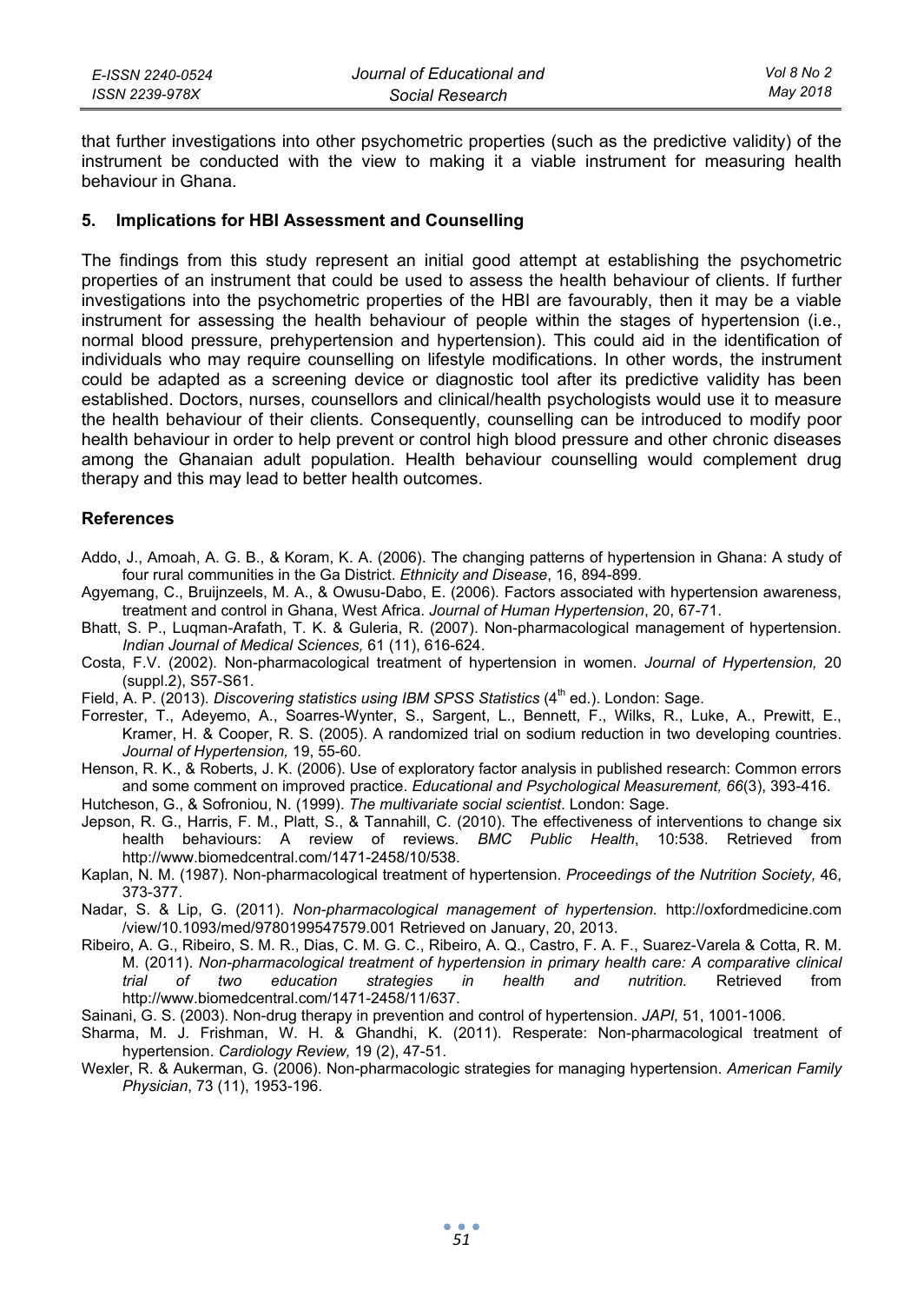that further investigations into other psychometric properties (such as the predictive validity) of the instrument be conducted with the view to making it a viable instrument for measuring health behaviour in Ghana.

## 5. Implications for HBI Assessment and Counselling

The findings from this study represent an initial good attempt at establishing the psychometric properties of an instrument that could be used to assess the health behaviour of clients. If further investigations into the psychometric properties of the HBI are favourably, then it may be a viable instrument for assessing the health behaviour of people within the stages of hypertension (i.e., normal blood pressure, prehypertension and hypertension). This could aid in the identification of individuals who may require counselling on lifestyle modifications. In other words, the instrument could be adapted as a screening device or diagnostic tool after its predictive validity has been established. Doctors, nurses, counsellors and clinical/health psychologists would use it to measure the health behaviour of their clients. Consequently, counselling can be introduced to modify poor health behaviour in order to help prevent or control high blood pressure and other chronic diseases among the Ghanaian adult population. Health behaviour counselling would complement drug therapy and this may lead to better health outcomes.

## References

Addo, J., Amoah, A. G. B., & Koram, K. A. (2006). The changing patterns of hypertension in Ghana: A study of four rural communities in the Ga District. *Ethnicity and Disease*, 16, 894-899.

Agyemang, C., Bruijnzeels, M. A., & Owusu-Dabo, E. (2006). Factors associated with hypertension awareness, treatment and control in Ghana, West Africa. *Journal of Human Hypertension*, 20, 67-71.

Bhatt, S. P., Luqman-Arafath, T. K. & Guleria, R. (2007). Non-pharmacological management of hypertension. *Indian Journal of Medical Sciences,* 61 (11), 616-624.

Costa, F.V. (2002). Non-pharmacological treatment of hypertension in women. *Journal of Hypertension,* 20 (suppl.2), S57-S61.

Field, A. P. (2013). *Discovering statistics using IBM SPSS Statistics* (4th ed.). London: Sage.

Forrester, T., Adeyemo, A., Soarres-Wynter, S., Sargent, L., Bennett, F., Wilks, R., Luke, A., Prewitt, E., Kramer, H. & Cooper, R. S. (2005). A randomized trial on sodium reduction in two developing countries. *Journal of Hypertension,* 19, 55-60.

Henson, R. K., & Roberts, J. K. (2006). Use of exploratory factor analysis in published research: Common errors and some comment on improved practice. *Educational and Psychological Measurement, 66*(3), 393-416.

Hutcheson, G., & Sofroniou, N. (1999). *The multivariate social scientist*. London: Sage.

Jepson, R. G., Harris, F. M., Platt, S., & Tannahill, C. (2010). The effectiveness of interventions to change six health behaviours: A review of reviews. *BMC Public Health*, 10:538. Retrieved from http://www.biomedcentral.com/1471-2458/10/538.

Kaplan, N. M. (1987). Non-pharmacological treatment of hypertension. *Proceedings of the Nutrition Society,* 46, 373-377.

Nadar, S. & Lip, G. (2011). *Non-pharmacological management of hypertension.* http://oxfordmedicine.com /view/10.1093/med/9780199547579.001 Retrieved on January, 20, 2013.

Ribeiro, A. G., Ribeiro, S. M. R., Dias, C. M. G. C., Ribeiro, A. Q., Castro, F. A. F., Suarez-Varela & Cotta, R. M. M. (2011). *Non-pharmacological treatment of hypertension in primary health care: A comparative clinical trial of two education strategies in health and nutrition.* Retrieved from http://www.biomedcentral.com/1471-2458/11/637.

Sainani, G. S. (2003). Non-drug therapy in prevention and control of hypertension. *JAPI,* 51, 1001-1006.

Sharma, M. J. Frishman, W. H. & Ghandhi, K. (2011). Resperate: Non-pharmacological treatment of hypertension. *Cardiology Review,* 19 (2), 47-51.

Wexler, R. & Aukerman, G. (2006). Non-pharmacologic strategies for managing hypertension. *American Family Physician*, 73 (11), 1953-196.